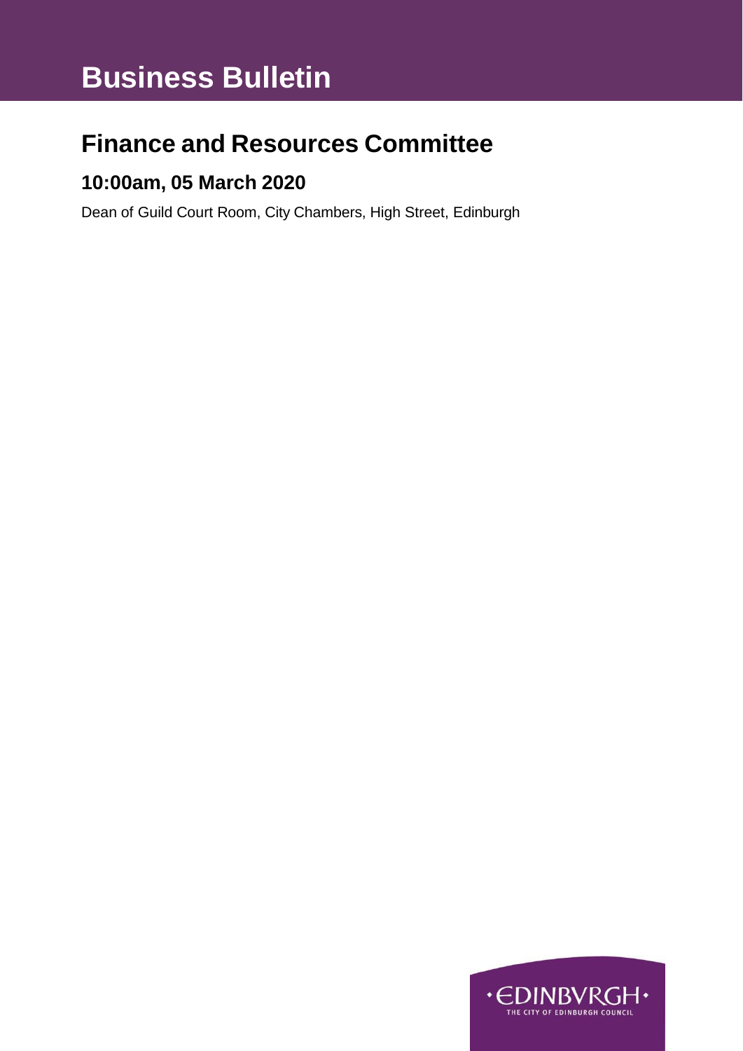# Business Bulletin

## Finance and Resources Committee

### 10:00am, 05 March 2020

Dean of Guild Court Room, City Chambers, High Street, Edinburgh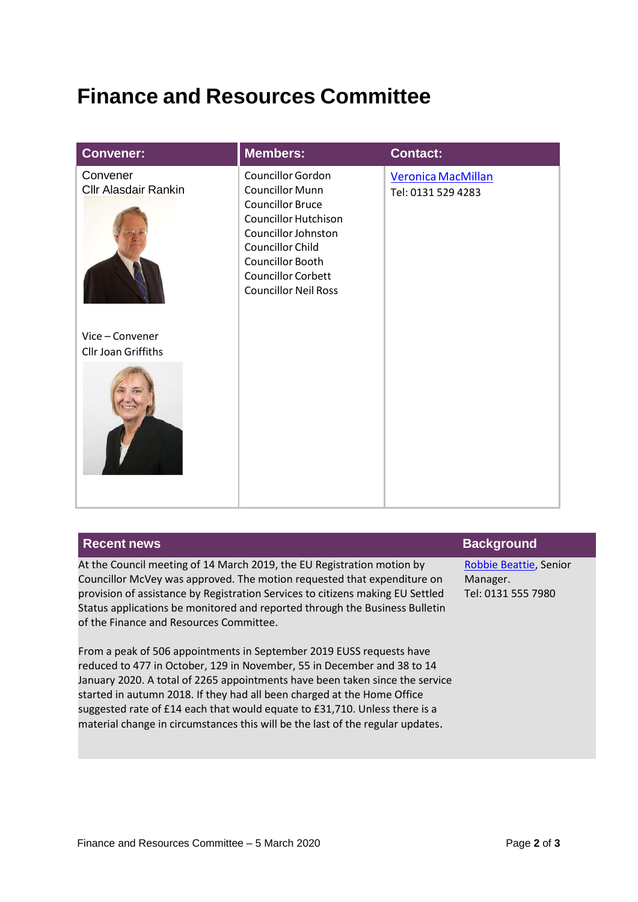# Finance and Resources Committee

| Convener: | Members: | Contact: |
| --- | --- | --- |
| Convener<br>Cllr Alasdair Rankin<br><br>Vice – Convener<br>Cllr Joan Griffiths | Councillor Gordon<br>Councillor Munn<br>Councillor Bruce<br>Councillor Hutchison<br>Councillor Johnston<br>Councillor Child<br>Councillor Booth<br>Councillor Corbett<br>Councillor Neil Ross | Veronica MacMillan<br>Tel: 0131 529 4283 |

| Recent news | Background |
| --- | --- |
| At the Council meeting of 14 March 2019, the EU Registration motion by Councillor McVey was approved. The motion requested that expenditure on provision of assistance by Registration Services to citizens making EU Settled Status applications be monitored and reported through the Business Bulletin of the Finance and Resources Committee.<br><br>From a peak of 506 appointments in September 2019 EUSS requests have reduced to 477 in October, 129 in November, 55 in December and 38 to 14 January 2020. A total of 2265 appointments have been taken since the service started in autumn 2018. If they had all been charged at the Home Office suggested rate of £14 each that would equate to £31,710. Unless there is a material change in circumstances this will be the last of the regular updates. | Robbie Beattie, Senior Manager.<br>Tel: 0131 555 7980 |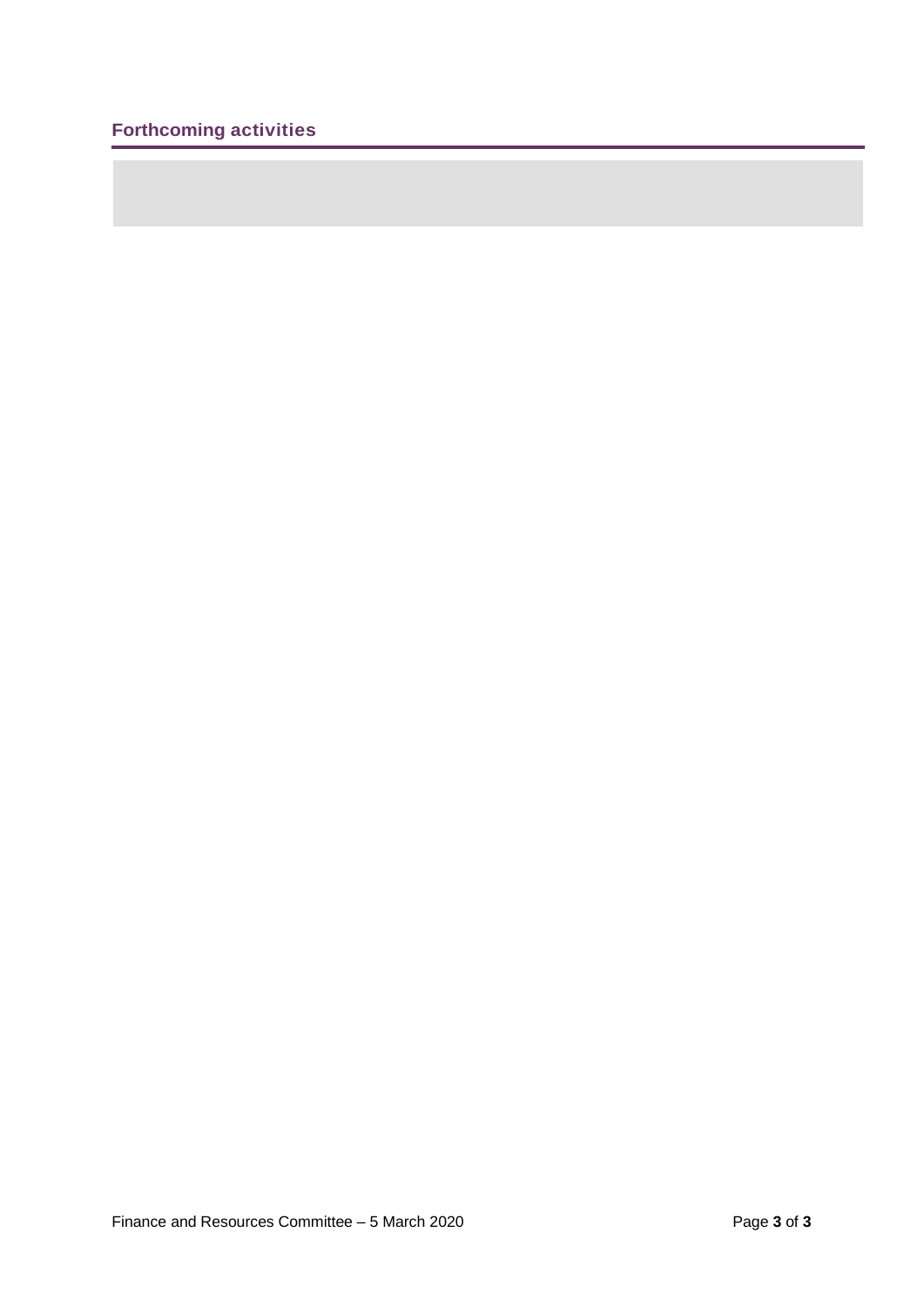## Forthcoming activities